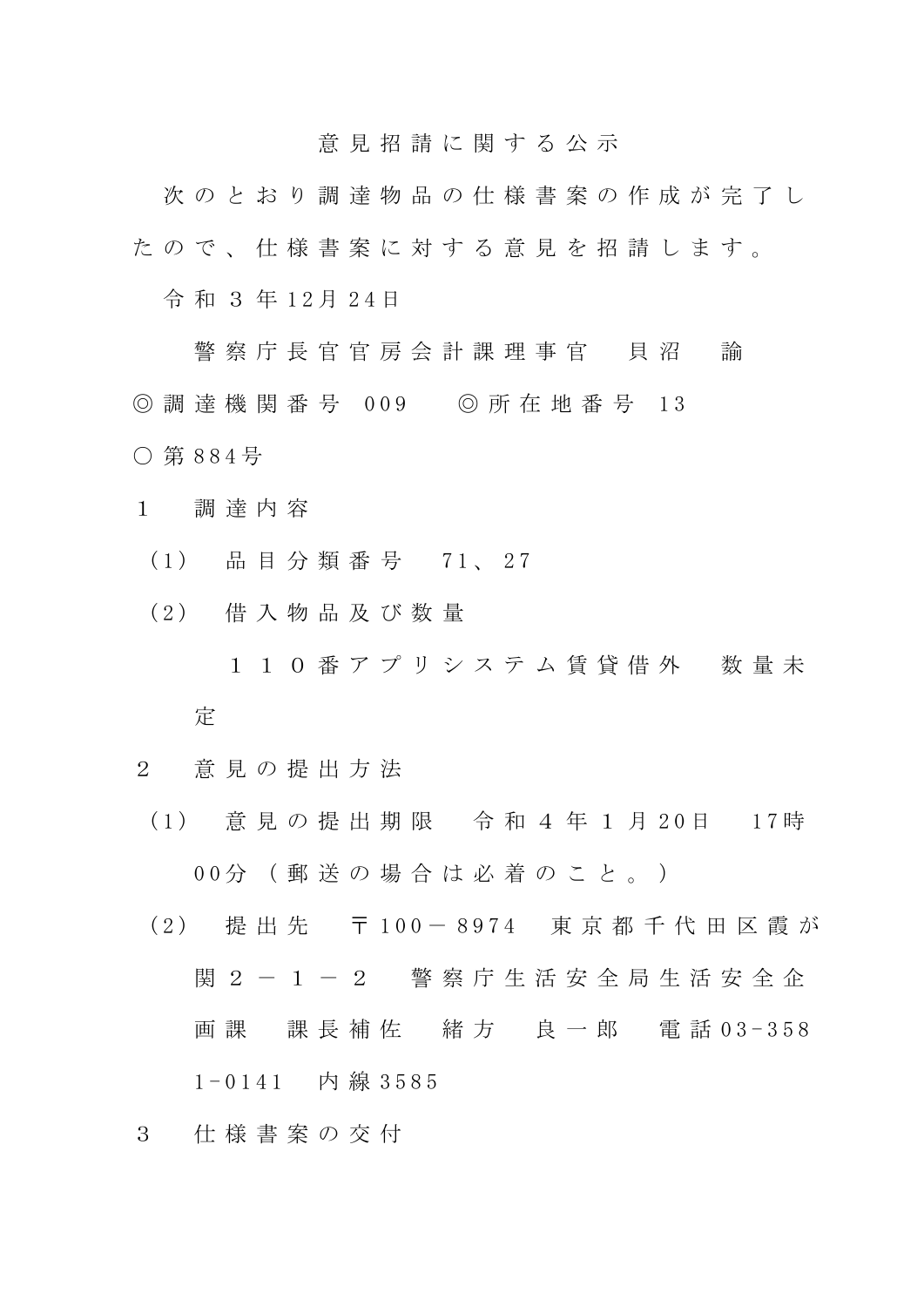# 意見招請に関する公示

次のとおり調達物品の仕様書案の作成が完了したので、仕様書案に対する意見を招請します。

令和３年12月24日

警察庁長官官房会計課理事官　貝沼　諭

◎調達機関番号　009　　◎所在地番号　13

○第884号

１　調達内容

（1）　品目分類番号　71、27

（2）　借入物品及び数量

１１０番アプリシステム賃貸借外　数量未定

２　意見の提出方法

（1）　意見の提出期限　令和４年１月20日　17時00分（郵送の場合は必着のこと。）

（2）　提出先　〒100－8974　東京都千代田区霞が関２－１－２　警察庁生活安全局生活安全企画課　課長補佐　緒方　良一郎　電話03-3581-0141　内線3585

３　仕様書案の交付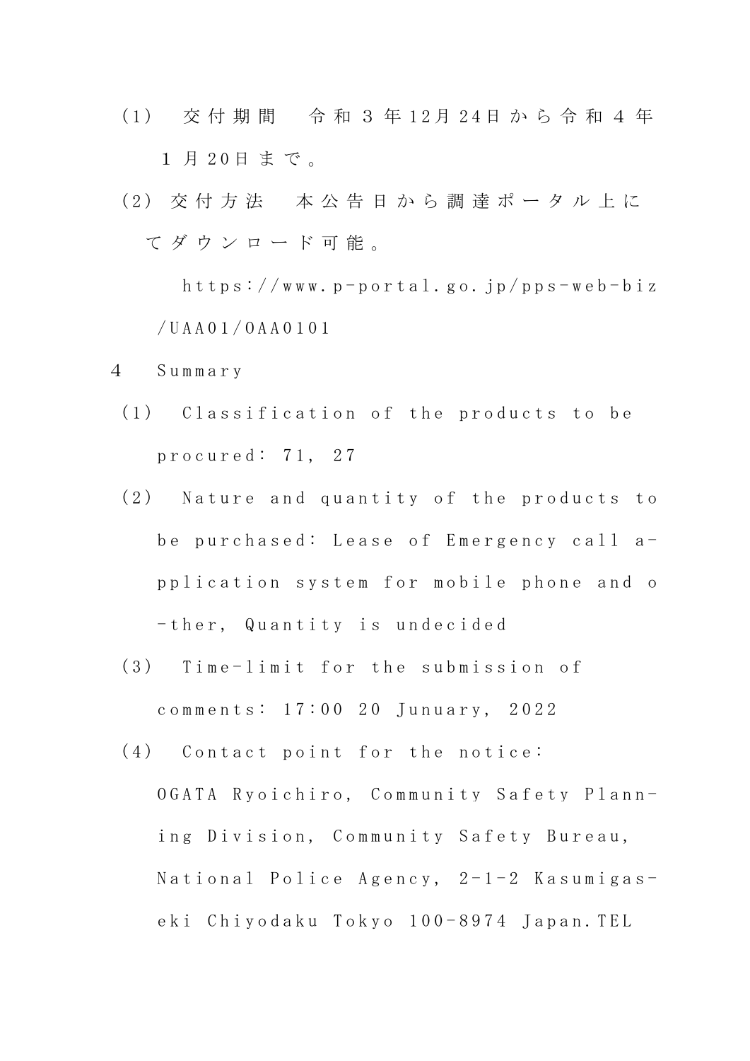(1)　交付期間　令和３年12月24日から令和４年１月20日まで。

(2) 交付方法　本公告日から調達ポータル上にてダウンロード可能。

https://www.p-portal.go.jp/pps-web-biz/UAA01/OAA0101

4　Summary

(1)　Classification of the products to be procured: 71, 27

(2)　Nature and quantity of the products to be purchased: Lease of Emergency call a-pplication system for mobile phone and o-ther, Quantity is undecided

(3)　Time-limit for the submission of comments: 17:00 20 Junuary, 2022

(4)　Contact point for the notice: OGATA Ryoichiro, Community Safety Plann-ing Division, Community Safety Bureau, National Police Agency, 2-1-2 Kasumigas-eki Chiyodaku Tokyo 100-8974 Japan.TEL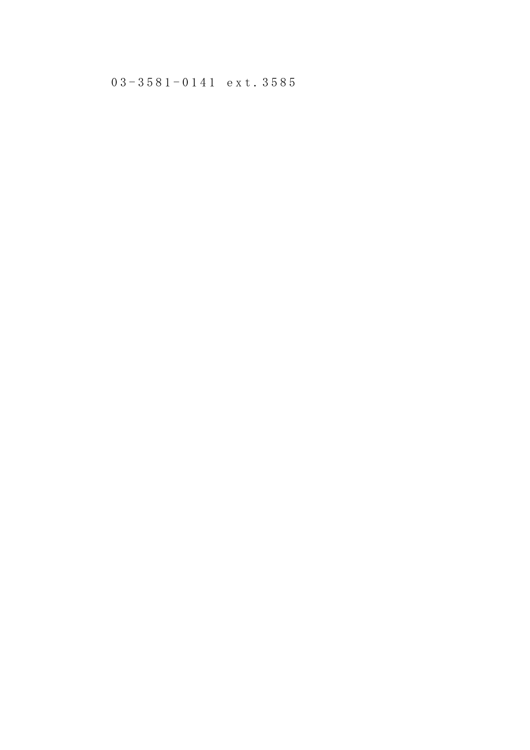03-3581-0141 ext.3585